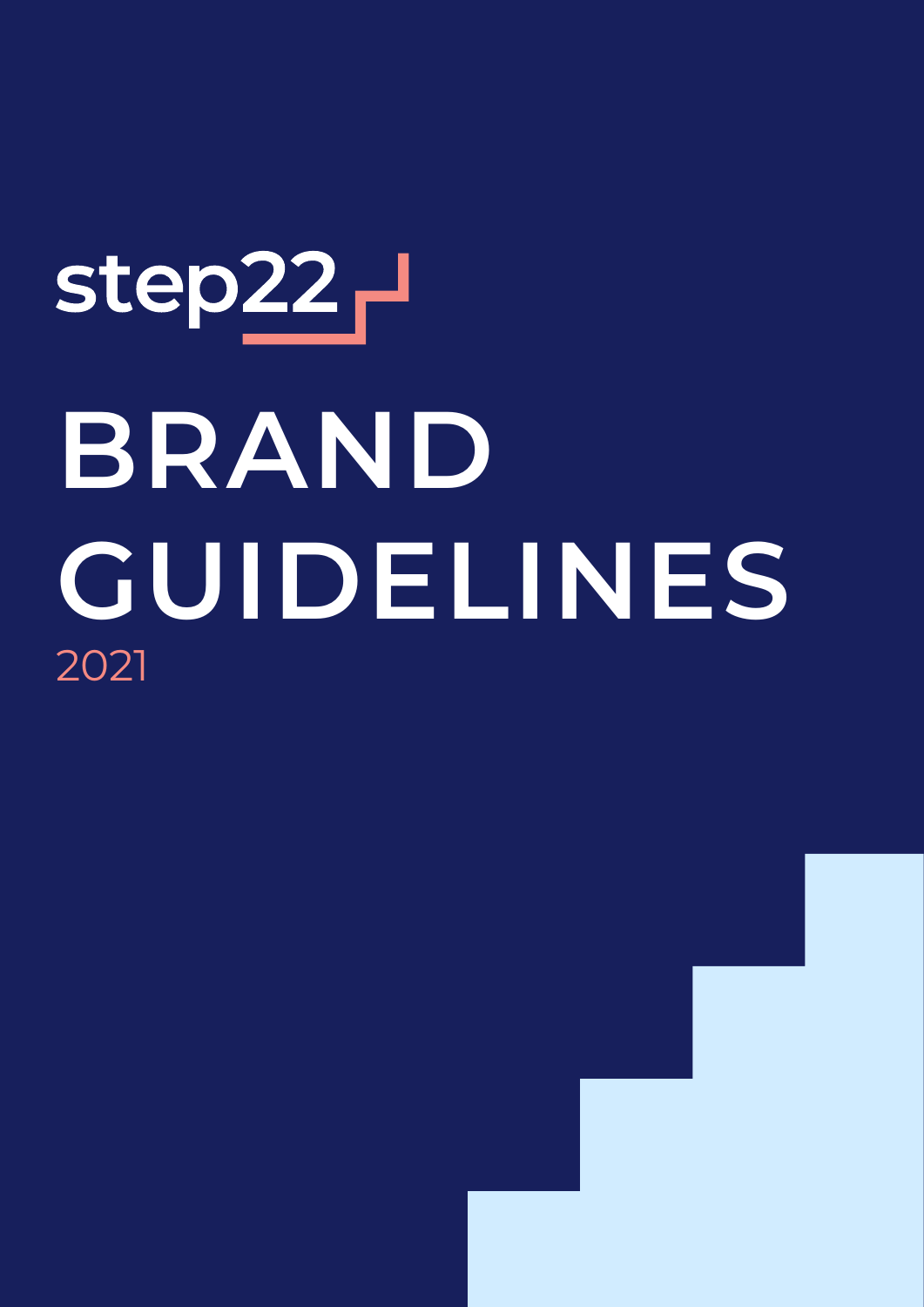step22

# BRAND GUIDELINES

2021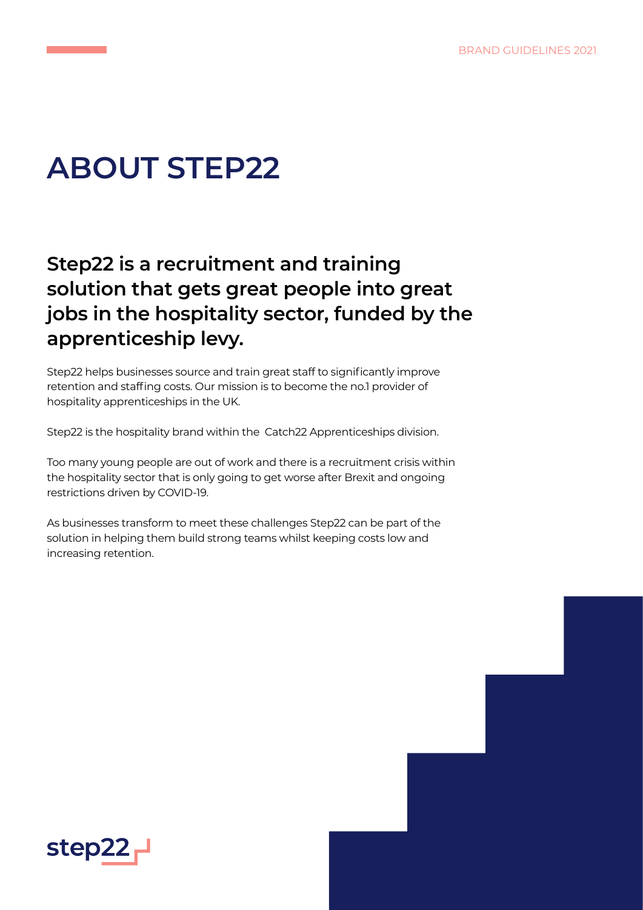# ABOUT STEP22

## Step22 is a recruitment and training solution that gets great people into great jobs in the hospitality sector, funded by the apprenticeship levy.

Step22 helps businesses source and train great staff to significantly improve retention and staffing costs. Our mission is to become the no.1 provider of hospitality apprenticeships in the UK.

Step22 is the hospitality brand within the Catch22 Apprenticeships division.

Too many young people are out of work and there is a recruitment crisis within the hospitality sector that is only going to get worse after Brexit and ongoing restrictions driven by COVID-19.

As businesses transform to meet these challenges Step22 can be part of the solution in helping them build strong teams whilst keeping costs low and increasing retention.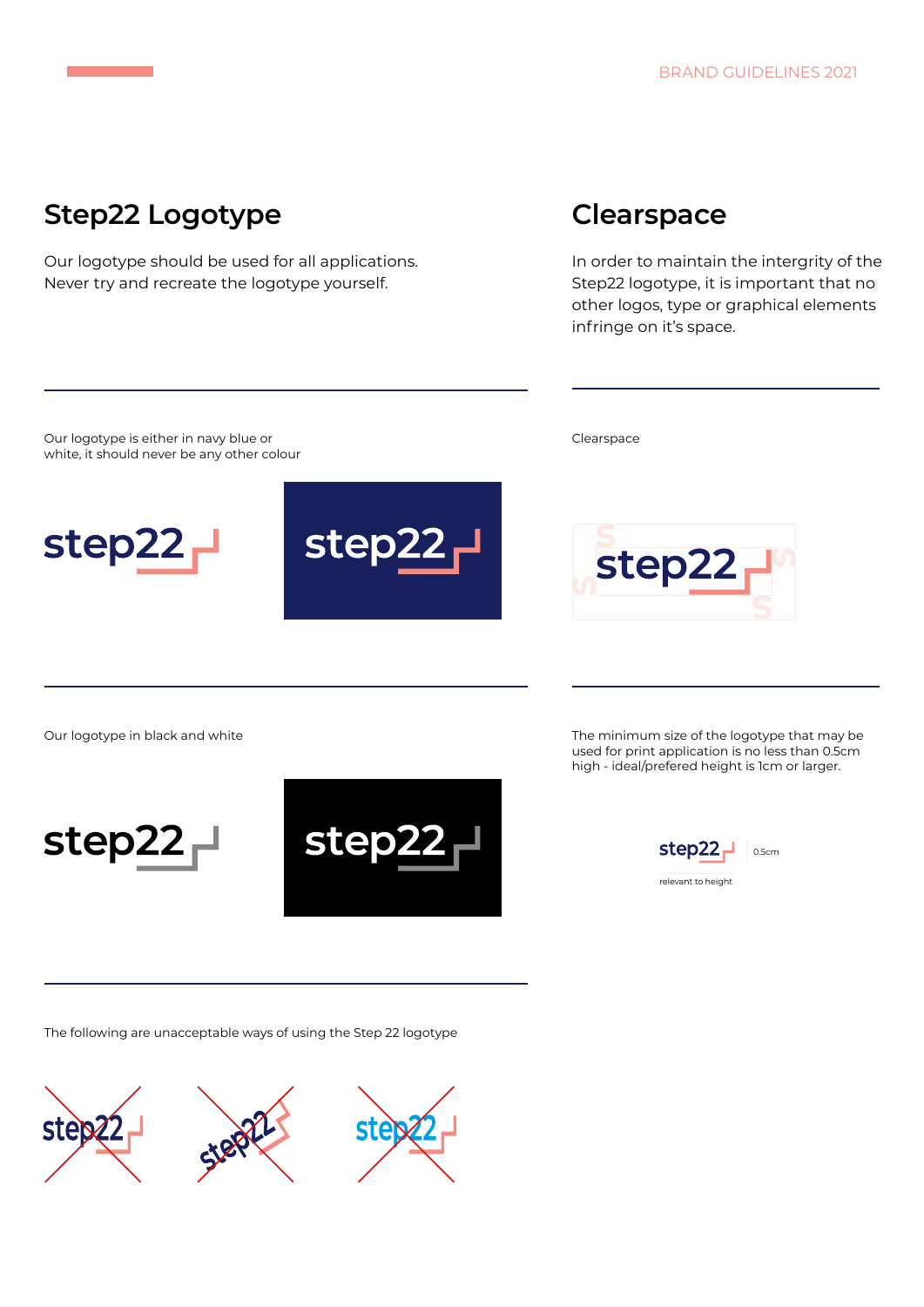## Step22 Logotype

Our logotype should be used for all applications. Never try and recreate the logotype yourself.

Our logotype is either in navy blue or white, it should never be any other colour

Our logotype in black and white

The following are unacceptable ways of using the Step 22 logotype

## Clearspace

In order to maintain the intergrity of the Step22 logotype, it is important that no other logos, type or graphical elements infringe on it's space.

Clearspace

The minimum size of the logotype that may be used for print application is no less than 0.5cm high - ideal/prefered height is 1cm or larger.

0.5cm

relevant to height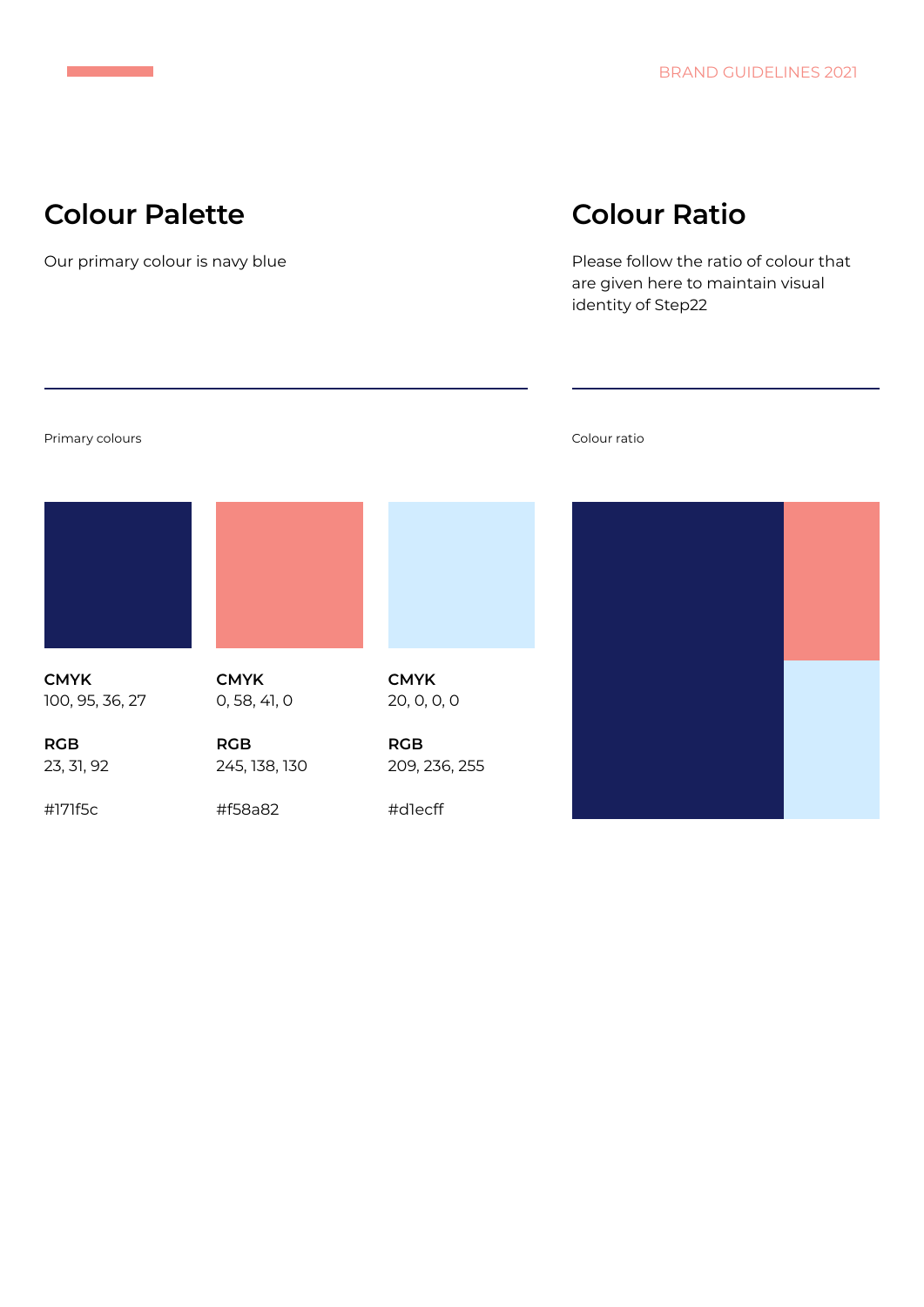## Colour Palette

Our primary colour is navy blue

Primary colours

**CMYK**
100, 95, 36, 27

**RGB**
23, 31, 92

#171f5c

**CMYK**
0, 58, 41, 0

**RGB**
245, 138, 130

#f58a82

**CMYK**
20, 0, 0, 0

**RGB**
209, 236, 255

#d1ecff

## Colour Ratio

Please follow the ratio of colour that are given here to maintain visual identity of Step22

Colour ratio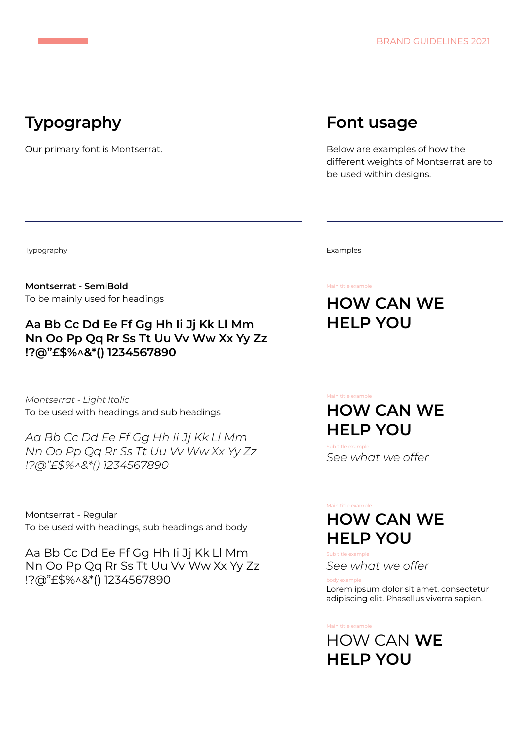## Typography

Our primary font is Montserrat.

## Font usage

Below are examples of how the different weights of Montserrat are to be used within designs.

---

Typography

**Montserrat - SemiBold**
To be mainly used for headings

**Aa Bb Cc Dd Ee Ff Gg Hh Ii Jj Kk Ll Mm Nn Oo Pp Qq Rr Ss Tt Uu Vv Ww Xx Yy Zz !?@"£$%^&*() 1234567890**

*Montserrat - Light Italic*
To be used with headings and sub headings

*Aa Bb Cc Dd Ee Ff Gg Hh Ii Jj Kk Ll Mm Nn Oo Pp Qq Rr Ss Tt Uu Vv Ww Xx Yy Zz !?@"£$%^&*() 1234567890*

Montserrat - Regular
To be used with headings, sub headings and body

Aa Bb Cc Dd Ee Ff Gg Hh Ii Jj Kk Ll Mm Nn Oo Pp Qq Rr Ss Tt Uu Vv Ww Xx Yy Zz !?@"£$%^&*() 1234567890

---

Examples

Main title example

**HOW CAN WE HELP YOU**

Main title example

**HOW CAN WE HELP YOU**

Sub title example

*See what we offer*

Main title example

**HOW CAN WE HELP YOU**

Sub title example

*See what we offer*

body example

Lorem ipsum dolor sit amet, consectetur adipiscing elit. Phasellus viverra sapien.

Main title example

HOW CAN **WE HELP YOU**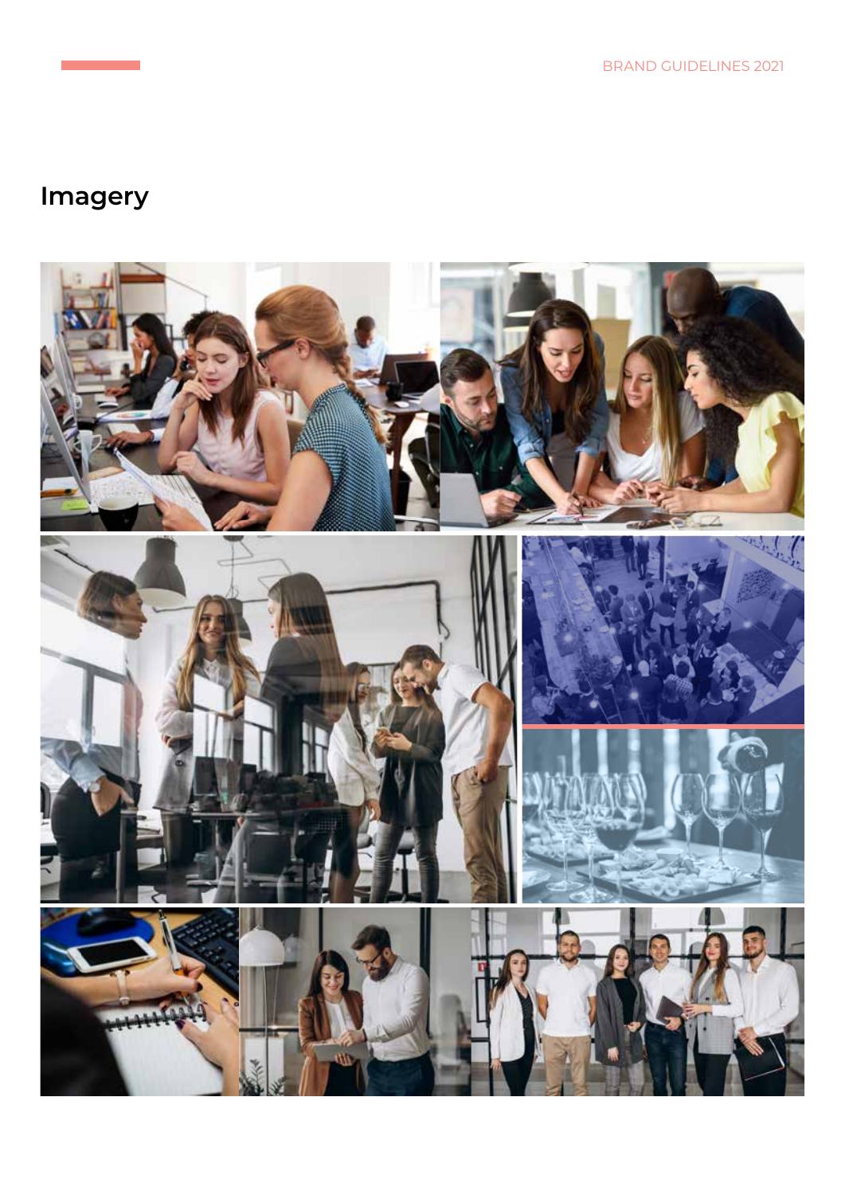# Imagery